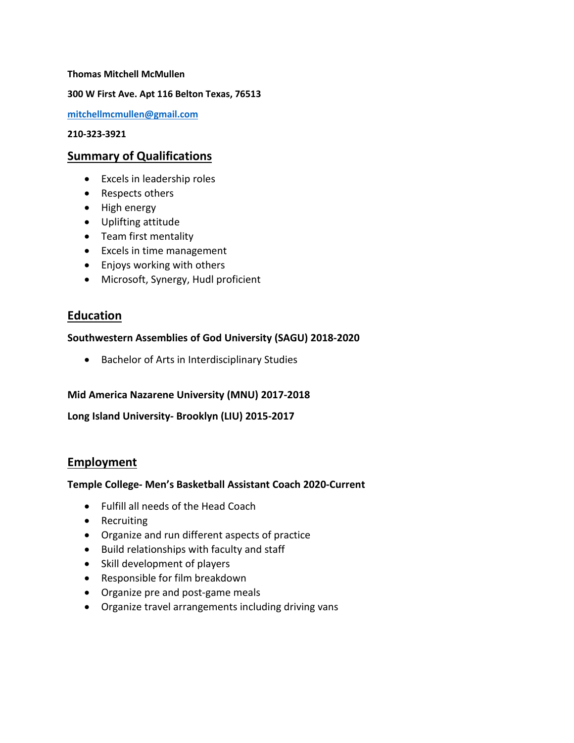**Thomas Mitchell McMullen**

**300 W First Ave. Apt 116 Belton Texas, 76513**

**mitchellmcmullen@gmail.com**

**210-323-3921**

## Summary of Qualifications

- Excels in leadership roles
- Respects others
- High energy
- Uplifting attitude
- Team first mentality
- Excels in time management
- Enjoys working with others
- Microsoft, Synergy, Hudl proficient

## Education

**Southwestern Assemblies of God University (SAGU) 2018-2020**

- Bachelor of Arts in Interdisciplinary Studies

**Mid America Nazarene University (MNU) 2017-2018**

**Long Island University- Brooklyn (LIU) 2015-2017**

## Employment

**Temple College- Men's Basketball Assistant Coach 2020-Current**

- Fulfill all needs of the Head Coach
- Recruiting
- Organize and run different aspects of practice
- Build relationships with faculty and staff
- Skill development of players
- Responsible for film breakdown
- Organize pre and post-game meals
- Organize travel arrangements including driving vans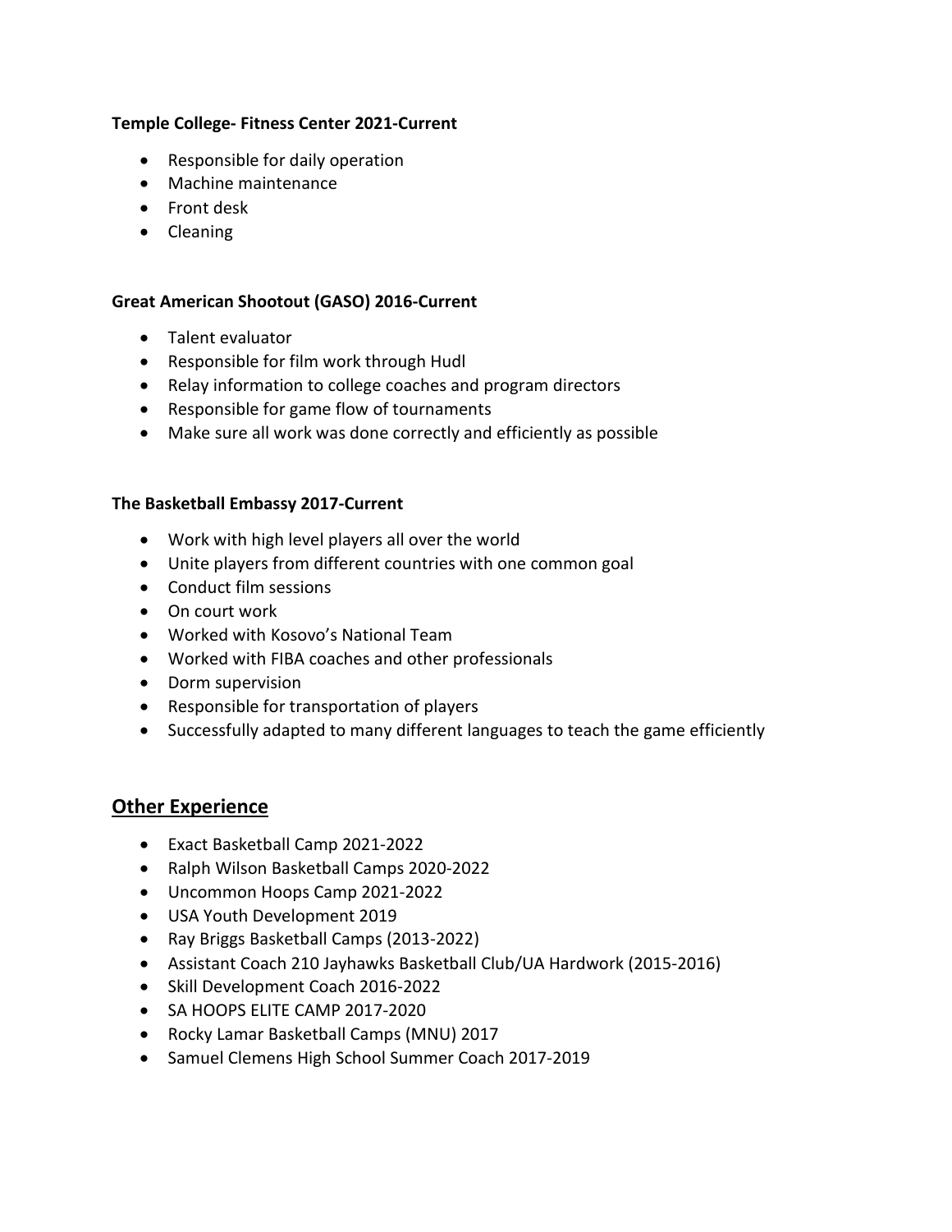**Temple College- Fitness Center 2021-Current**

- Responsible for daily operation
- Machine maintenance
- Front desk
- Cleaning

**Great American Shootout (GASO) 2016-Current**

- Talent evaluator
- Responsible for film work through Hudl
- Relay information to college coaches and program directors
- Responsible for game flow of tournaments
- Make sure all work was done correctly and efficiently as possible

**The Basketball Embassy 2017-Current**

- Work with high level players all over the world
- Unite players from different countries with one common goal
- Conduct film sessions
- On court work
- Worked with Kosovo's National Team
- Worked with FIBA coaches and other professionals
- Dorm supervision
- Responsible for transportation of players
- Successfully adapted to many different languages to teach the game efficiently

## Other Experience

- Exact Basketball Camp 2021-2022
- Ralph Wilson Basketball Camps 2020-2022
- Uncommon Hoops Camp 2021-2022
- USA Youth Development 2019
- Ray Briggs Basketball Camps (2013-2022)
- Assistant Coach 210 Jayhawks Basketball Club/UA Hardwork (2015-2016)
- Skill Development Coach 2016-2022
- SA HOOPS ELITE CAMP 2017-2020
- Rocky Lamar Basketball Camps (MNU) 2017
- Samuel Clemens High School Summer Coach 2017-2019